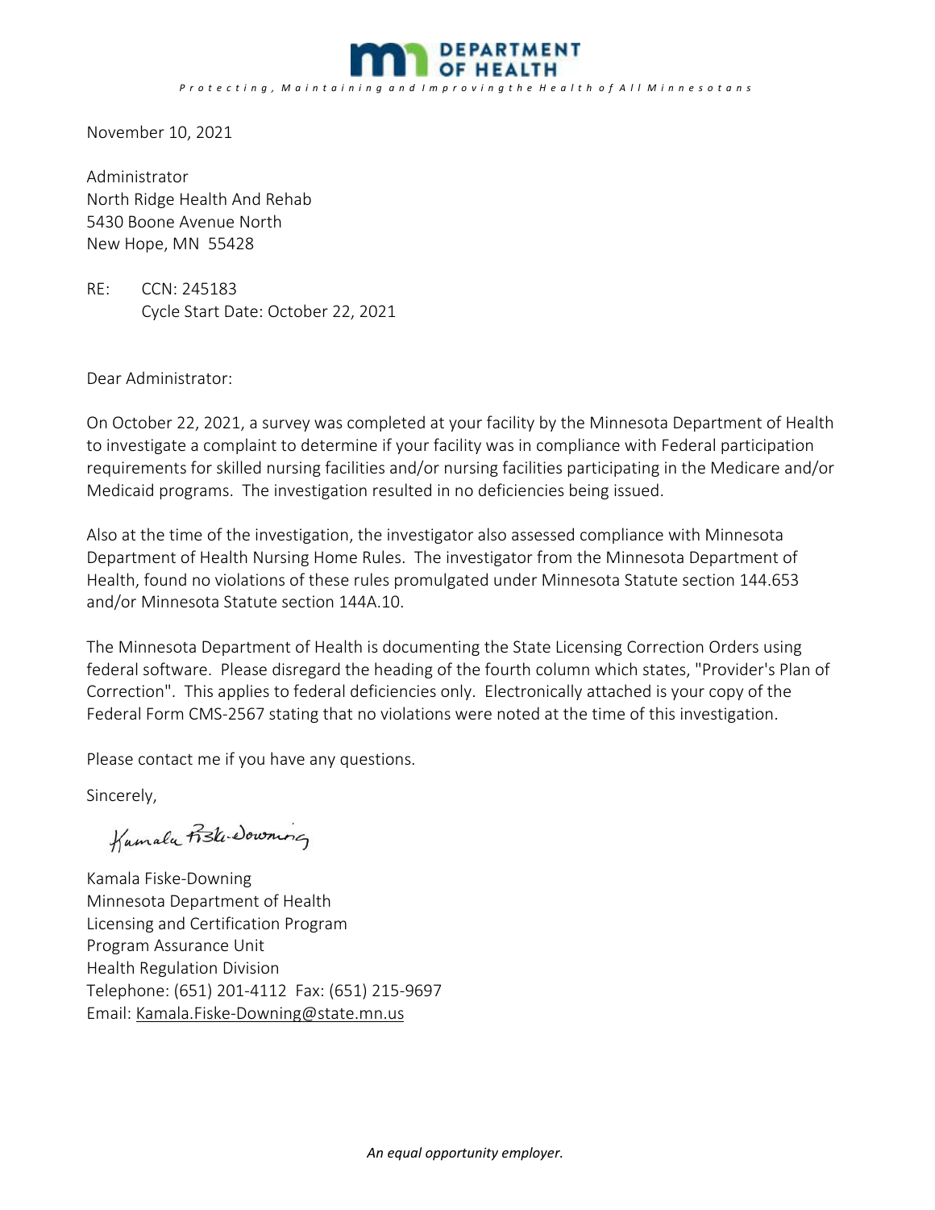DEPARTMENT OF HEALTH

*Protecting, Maintaining and Improving the Health of All Minnesotans*

November 10, 2021

Administrator
North Ridge Health And Rehab
5430 Boone Avenue North
New Hope, MN 55428

RE: CCN: 245183
Cycle Start Date: October 22, 2021

Dear Administrator:

On October 22, 2021, a survey was completed at your facility by the Minnesota Department of Health to investigate a complaint to determine if your facility was in compliance with Federal participation requirements for skilled nursing facilities and/or nursing facilities participating in the Medicare and/or Medicaid programs. The investigation resulted in no deficiencies being issued.

Also at the time of the investigation, the investigator also assessed compliance with Minnesota Department of Health Nursing Home Rules. The investigator from the Minnesota Department of Health, found no violations of these rules promulgated under Minnesota Statute section 144.653 and/or Minnesota Statute section 144A.10.

The Minnesota Department of Health is documenting the State Licensing Correction Orders using federal software. Please disregard the heading of the fourth column which states, "Provider's Plan of Correction". This applies to federal deficiencies only. Electronically attached is your copy of the Federal Form CMS-2567 stating that no violations were noted at the time of this investigation.

Please contact me if you have any questions.

Sincerely,

Kamala Fiske-Downing

Kamala Fiske-Downing
Minnesota Department of Health
Licensing and Certification Program
Program Assurance Unit
Health Regulation Division
Telephone: (651) 201-4112 Fax: (651) 215-9697
Email: Kamala.Fiske-Downing@state.mn.us

*An equal opportunity employer.*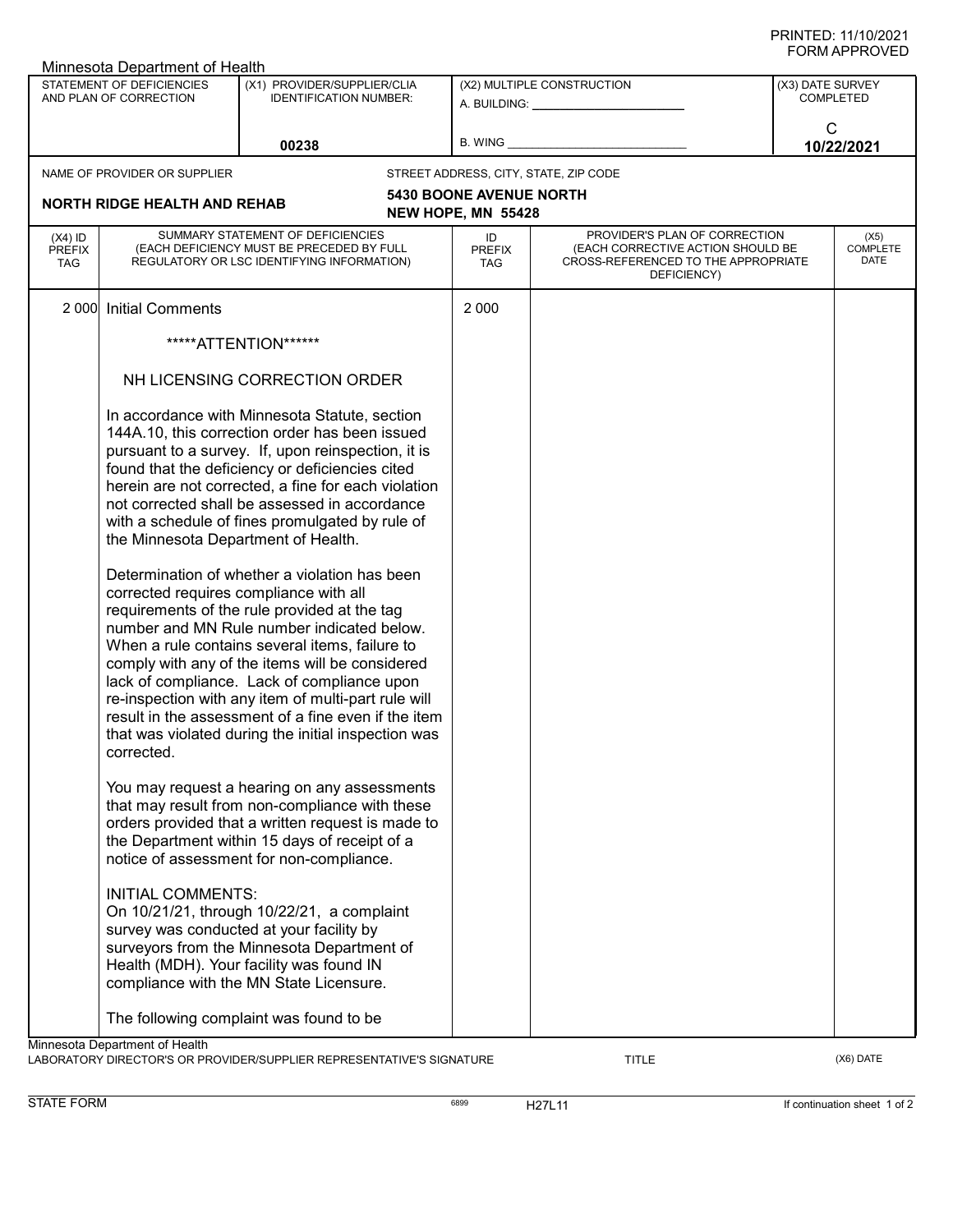Minnesota Department of Health

| STATEMENT OF DEFICIENCIES AND PLAN OF CORRECTION | (X1) PROVIDER/SUPPLIER/CLIA IDENTIFICATION NUMBER: | (X2) MULTIPLE CONSTRUCTION | (X3) DATE SURVEY COMPLETED |
|---|---|---|---|
| | 00238 | A. BUILDING: ______ B. WING ______ | C 10/22/2021 |

NAME OF PROVIDER OR SUPPLIER: **NORTH RIDGE HEALTH AND REHAB**

STREET ADDRESS, CITY, STATE, ZIP CODE: **5430 BOONE AVENUE NORTH NEW HOPE, MN 55428**

| (X4) ID PREFIX TAG | SUMMARY STATEMENT OF DEFICIENCIES (EACH DEFICIENCY MUST BE PRECEDED BY FULL REGULATORY OR LSC IDENTIFYING INFORMATION) | ID PREFIX TAG | PROVIDER'S PLAN OF CORRECTION (EACH CORRECTIVE ACTION SHOULD BE CROSS-REFERENCED TO THE APPROPRIATE DEFICIENCY) | (X5) COMPLETE DATE |
|---|---|---|---|---|
| 2 000 | Initial Comments | 2 000 | | |

*****ATTENTION******

NH LICENSING CORRECTION ORDER

In accordance with Minnesota Statute, section 144A.10, this correction order has been issued pursuant to a survey. If, upon reinspection, it is found that the deficiency or deficiencies cited herein are not corrected, a fine for each violation not corrected shall be assessed in accordance with a schedule of fines promulgated by rule of the Minnesota Department of Health.

Determination of whether a violation has been corrected requires compliance with all requirements of the rule provided at the tag number and MN Rule number indicated below. When a rule contains several items, failure to comply with any of the items will be considered lack of compliance. Lack of compliance upon re-inspection with any item of multi-part rule will result in the assessment of a fine even if the item that was violated during the initial inspection was corrected.

You may request a hearing on any assessments that may result from non-compliance with these orders provided that a written request is made to the Department within 15 days of receipt of a notice of assessment for non-compliance.

INITIAL COMMENTS:
On 10/21/21, through 10/22/21, a complaint survey was conducted at your facility by surveyors from the Minnesota Department of Health (MDH). Your facility was found IN compliance with the MN State Licensure.

The following complaint was found to be

Minnesota Department of Health
LABORATORY DIRECTOR'S OR PROVIDER/SUPPLIER REPRESENTATIVE'S SIGNATURE — TITLE — (X6) DATE

STATE FORM 6899 H27L11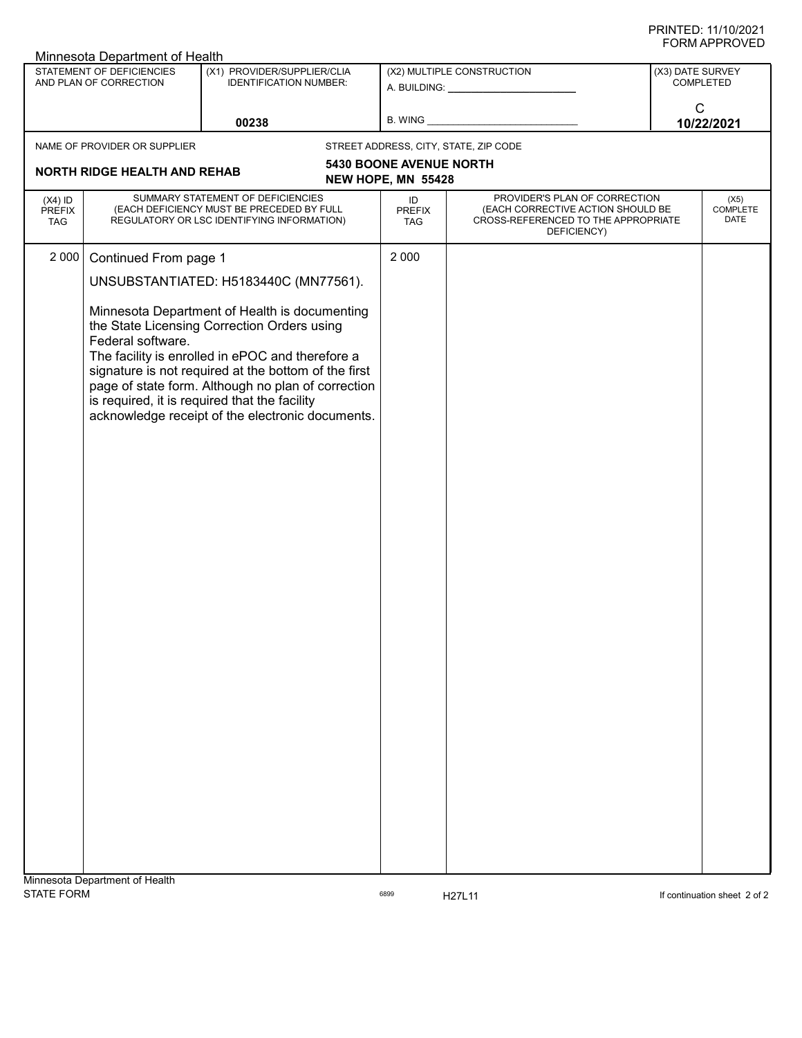Minnesota Department of Health

| STATEMENT OF DEFICIENCIES AND PLAN OF CORRECTION | (X1) PROVIDER/SUPPLIER/CLIA IDENTIFICATION NUMBER: | (X2) MULTIPLE CONSTRUCTION | (X3) DATE SURVEY COMPLETED |
|---|---|---|---|
| | 00238 | A. BUILDING: ______ B. WING ______ | C 10/22/2021 |

NAME OF PROVIDER OR SUPPLIER: **NORTH RIDGE HEALTH AND REHAB**

STREET ADDRESS, CITY, STATE, ZIP CODE: **5430 BOONE AVENUE NORTH NEW HOPE, MN 55428**

| (X4) ID PREFIX TAG | SUMMARY STATEMENT OF DEFICIENCIES (EACH DEFICIENCY MUST BE PRECEDED BY FULL REGULATORY OR LSC IDENTIFYING INFORMATION) | ID PREFIX TAG | PROVIDER'S PLAN OF CORRECTION (EACH CORRECTIVE ACTION SHOULD BE CROSS-REFERENCED TO THE APPROPRIATE DEFICIENCY) | (X5) COMPLETE DATE |
|---|---|---|---|---|
| 2 000 | Continued From page 1<br><br>UNSUBSTANTIATED: H5183440C (MN77561).<br><br>Minnesota Department of Health is documenting the State Licensing Correction Orders using Federal software.<br>The facility is enrolled in ePOC and therefore a signature is not required at the bottom of the first page of state form. Although no plan of correction is required, it is required that the facility acknowledge receipt of the electronic documents. | 2 000 | | |

Minnesota Department of Health
STATE FORM 6899 H27L11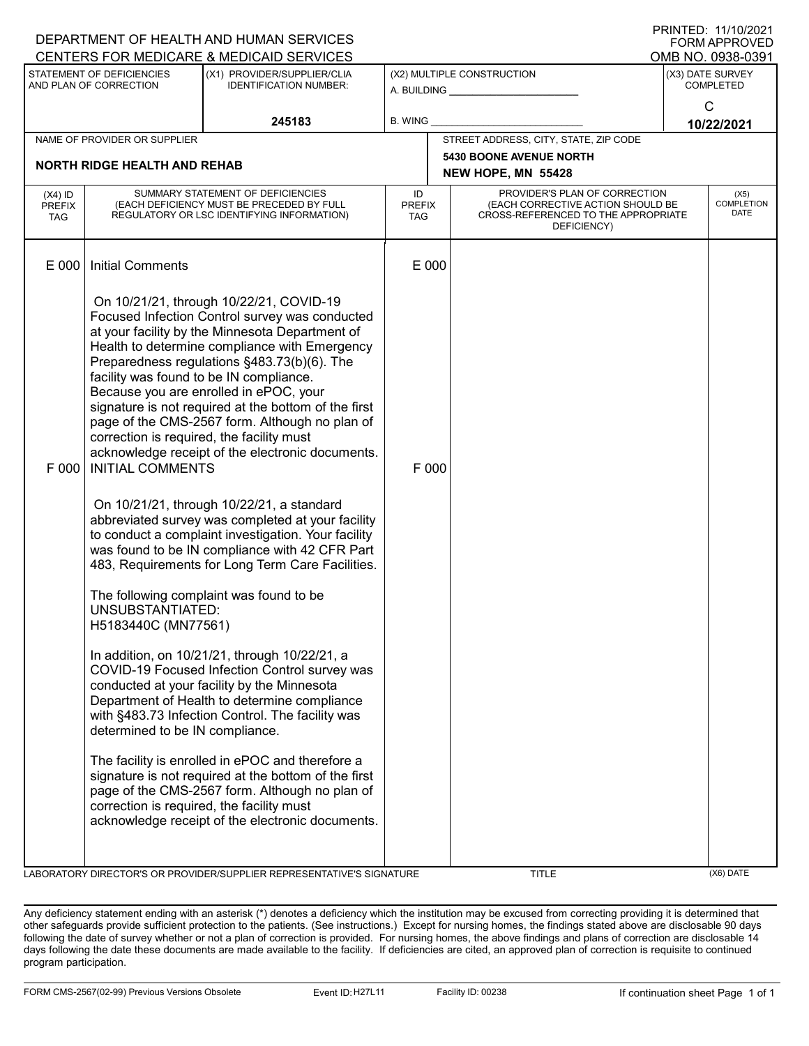DEPARTMENT OF HEALTH AND HUMAN SERVICES
CENTERS FOR MEDICARE & MEDICAID SERVICES

PRINTED: 11/10/2021
FORM APPROVED
OMB NO. 0938-0391

| STATEMENT OF DEFICIENCIES AND PLAN OF CORRECTION | (X1) PROVIDER/SUPPLIER/CLIA IDENTIFICATION NUMBER: | (X2) MULTIPLE CONSTRUCTION | (X3) DATE SURVEY COMPLETED |
|---|---|---|---|
| | 245183 | A. BUILDING ______ B. WING ______ | C 10/22/2021 |

| NAME OF PROVIDER OR SUPPLIER | STREET ADDRESS, CITY, STATE, ZIP CODE |
|---|---|
| NORTH RIDGE HEALTH AND REHAB | 5430 BOONE AVENUE NORTH NEW HOPE, MN 55428 |

| (X4) ID PREFIX TAG | SUMMARY STATEMENT OF DEFICIENCIES (EACH DEFICIENCY MUST BE PRECEDED BY FULL REGULATORY OR LSC IDENTIFYING INFORMATION) | ID PREFIX TAG | PROVIDER'S PLAN OF CORRECTION (EACH CORRECTIVE ACTION SHOULD BE CROSS-REFERENCED TO THE APPROPRIATE DEFICIENCY) | (X5) COMPLETION DATE |
|---|---|---|---|---|
| E 000 | Initial Comments<br><br>On 10/21/21, through 10/22/21, COVID-19 Focused Infection Control survey was conducted at your facility by the Minnesota Department of Health to determine compliance with Emergency Preparedness regulations §483.73(b)(6). The facility was found to be IN compliance. Because you are enrolled in ePOC, your signature is not required at the bottom of the first page of the CMS-2567 form. Although no plan of correction is required, the facility must acknowledge receipt of the electronic documents. | E 000 | | |
| F 000 | INITIAL COMMENTS<br><br>On 10/21/21, through 10/22/21, a standard abbreviated survey was completed at your facility to conduct a complaint investigation. Your facility was found to be IN compliance with 42 CFR Part 483, Requirements for Long Term Care Facilities.<br><br>The following complaint was found to be UNSUBSTANTIATED:<br>H5183440C (MN77561)<br><br>In addition, on 10/21/21, through 10/22/21, a COVID-19 Focused Infection Control survey was conducted at your facility by the Minnesota Department of Health to determine compliance with §483.73 Infection Control. The facility was determined to be IN compliance.<br><br>The facility is enrolled in ePOC and therefore a signature is not required at the bottom of the first page of the CMS-2567 form. Although no plan of correction is required, the facility must acknowledge receipt of the electronic documents. | F 000 | | |

LABORATORY DIRECTOR'S OR PROVIDER/SUPPLIER REPRESENTATIVE'S SIGNATURE | TITLE | (X6) DATE

Any deficiency statement ending with an asterisk (*) denotes a deficiency which the institution may be excused from correcting providing it is determined that other safeguards provide sufficient protection to the patients. (See instructions.) Except for nursing homes, the findings stated above are disclosable 90 days following the date of survey whether or not a plan of correction is provided. For nursing homes, the above findings and plans of correction are disclosable 14 days following the date these documents are made available to the facility. If deficiencies are cited, an approved plan of correction is requisite to continued program participation.

FORM CMS-2567(02-99) Previous Versions Obsolete | Event ID: H27L11 | Facility ID: 00238 | If continuation sheet Page 1 of 1